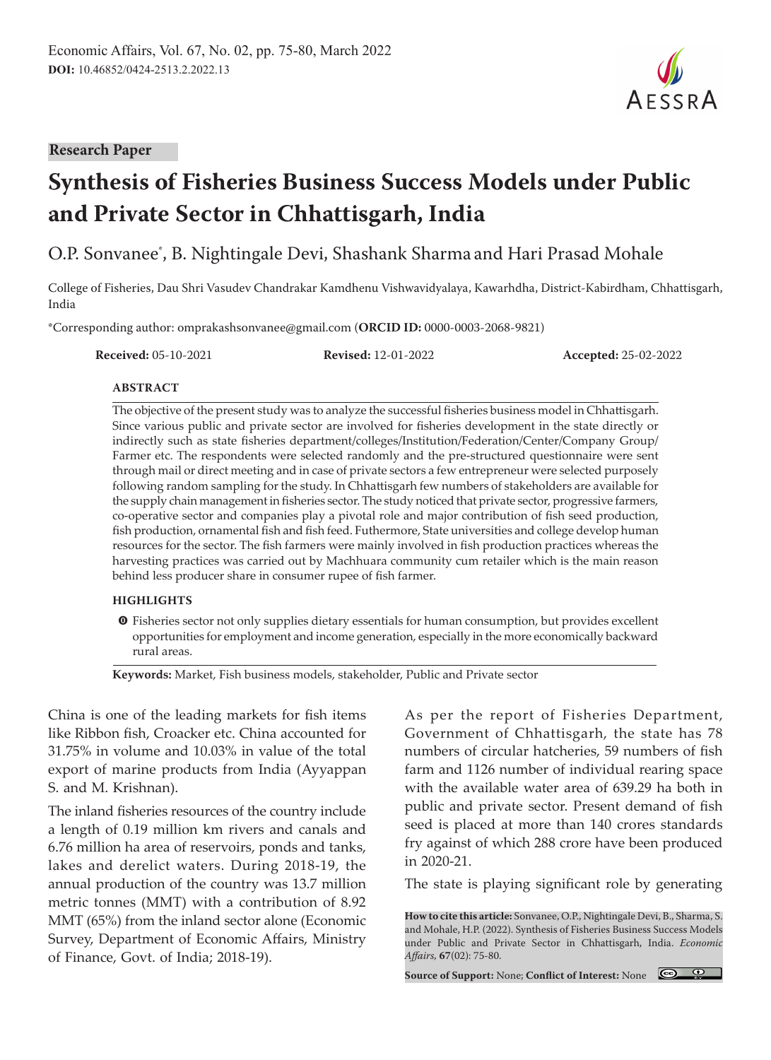Research Paper

# Synthesis of Fisheries Business Success Models under Public and Private Sector in Chhattisgarh, India

O.P. Sonvanee*, B. Nightingale Devi, Shashank Sharma and Hari Prasad Mohale

College of Fisheries, Dau Shri Vasudev Chandrakar Kamdhenu Vishwavidyalaya, Kawarhdha, District-Kabirdham, Chhattisgarh, India

*Corresponding author: omprakashsonvanee@gmail.com (**ORCID ID:** 0000-0003-2068-9821)

**Received:** 05-10-2021 **Revised:** 12-01-2022 **Accepted:** 25-02-2022

## ABSTRACT

The objective of the present study was to analyze the successful fisheries business model in Chhattisgarh. Since various public and private sector are involved for fisheries development in the state directly or indirectly such as state fisheries department/colleges/Institution/Federation/Center/Company Group/Farmer etc. The respondents were selected randomly and the pre-structured questionnaire were sent through mail or direct meeting and in case of private sectors a few entrepreneur were selected purposely following random sampling for the study. In Chhattisgarh few numbers of stakeholders are available for the supply chain management in fisheries sector. The study noticed that private sector, progressive farmers, co-operative sector and companies play a pivotal role and major contribution of fish seed production, fish production, ornamental fish and fish feed. Futhermore, State universities and college develop human resources for the sector. The fish farmers were mainly involved in fish production practices whereas the harvesting practices was carried out by Machhuara community cum retailer which is the main reason behind less producer share in consumer rupee of fish farmer.

## HIGHLIGHTS

- Fisheries sector not only supplies dietary essentials for human consumption, but provides excellent opportunities for employment and income generation, especially in the more economically backward rural areas.

**Keywords:** Market, Fish business models, stakeholder, Public and Private sector

China is one of the leading markets for fish items like Ribbon fish, Croacker etc. China accounted for 31.75% in volume and 10.03% in value of the total export of marine products from India (Ayyappan S. and M. Krishnan).

The inland fisheries resources of the country include a length of 0.19 million km rivers and canals and 6.76 million ha area of reservoirs, ponds and tanks, lakes and derelict waters. During 2018-19, the annual production of the country was 13.7 million metric tonnes (MMT) with a contribution of 8.92 MMT (65%) from the inland sector alone (Economic Survey, Department of Economic Affairs, Ministry of Finance, Govt. of India; 2018-19).

As per the report of Fisheries Department, Government of Chhattisgarh, the state has 78 numbers of circular hatcheries, 59 numbers of fish farm and 1126 number of individual rearing space with the available water area of 639.29 ha both in public and private sector. Present demand of fish seed is placed at more than 140 crores standards fry against of which 288 crore have been produced in 2020-21.

The state is playing significant role by generating

**How to cite this article:** Sonvanee, O.P., Nightingale Devi, B., Sharma, S. and Mohale, H.P. (2022). Synthesis of Fisheries Business Success Models under Public and Private Sector in Chhattisgarh, India. *Economic Affairs*, **67**(02): 75-80.

**Source of Support:** None; **Conflict of Interest:** None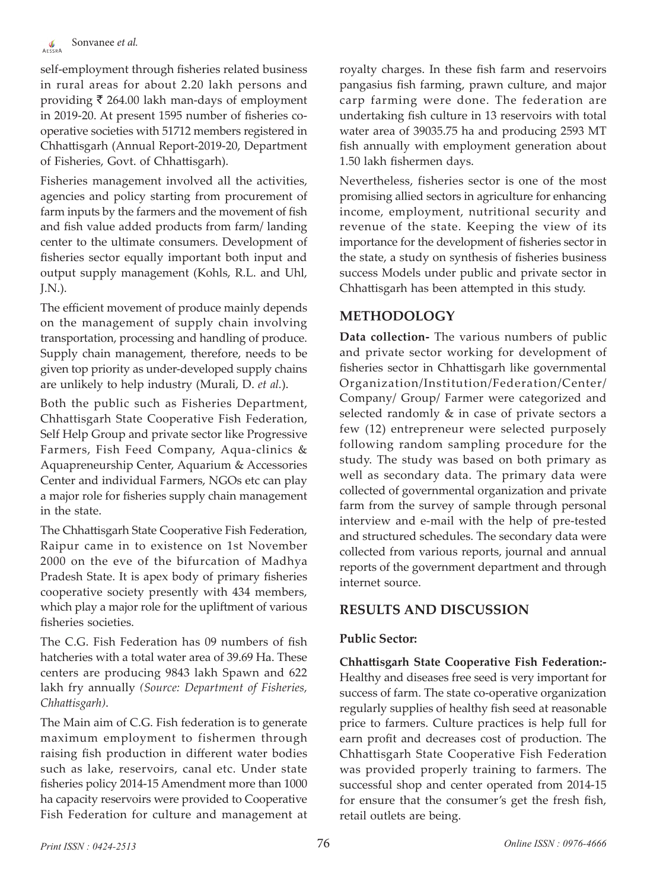self-employment through fisheries related business in rural areas for about 2.20 lakh persons and providing ₹ 264.00 lakh man-days of employment in 2019-20. At present 1595 number of fisheries co-operative societies with 51712 members registered in Chhattisgarh (Annual Report-2019-20, Department of Fisheries, Govt. of Chhattisgarh).

Fisheries management involved all the activities, agencies and policy starting from procurement of farm inputs by the farmers and the movement of fish and fish value added products from farm/ landing center to the ultimate consumers. Development of fisheries sector equally important both input and output supply management (Kohls, R.L. and Uhl, J.N.).

The efficient movement of produce mainly depends on the management of supply chain involving transportation, processing and handling of produce. Supply chain management, therefore, needs to be given top priority as under-developed supply chains are unlikely to help industry (Murali, D. *et al.*).

Both the public such as Fisheries Department, Chhattisgarh State Cooperative Fish Federation, Self Help Group and private sector like Progressive Farmers, Fish Feed Company, Aqua-clinics & Aquapreneurship Center, Aquarium & Accessories Center and individual Farmers, NGOs etc can play a major role for fisheries supply chain management in the state.

The Chhattisgarh State Cooperative Fish Federation, Raipur came in to existence on 1st November 2000 on the eve of the bifurcation of Madhya Pradesh State. It is apex body of primary fisheries cooperative society presently with 434 members, which play a major role for the upliftment of various fisheries societies.

The C.G. Fish Federation has 09 numbers of fish hatcheries with a total water area of 39.69 Ha. These centers are producing 9843 lakh Spawn and 622 lakh fry annually *(Source: Department of Fisheries, Chhattisgarh)*.

The Main aim of C.G. Fish federation is to generate maximum employment to fishermen through raising fish production in different water bodies such as lake, reservoirs, canal etc. Under state fisheries policy 2014-15 Amendment more than 1000 ha capacity reservoirs were provided to Cooperative Fish Federation for culture and management at royalty charges. In these fish farm and reservoirs pangasius fish farming, prawn culture, and major carp farming were done. The federation are undertaking fish culture in 13 reservoirs with total water area of 39035.75 ha and producing 2593 MT fish annually with employment generation about 1.50 lakh fishermen days.

Nevertheless, fisheries sector is one of the most promising allied sectors in agriculture for enhancing income, employment, nutritional security and revenue of the state. Keeping the view of its importance for the development of fisheries sector in the state, a study on synthesis of fisheries business success Models under public and private sector in Chhattisgarh has been attempted in this study.

## METHODOLOGY

**Data collection-** The various numbers of public and private sector working for development of fisheries sector in Chhattisgarh like governmental Organization/Institution/Federation/Center/ Company/ Group/ Farmer were categorized and selected randomly & in case of private sectors a few (12) entrepreneur were selected purposely following random sampling procedure for the study. The study was based on both primary as well as secondary data. The primary data were collected of governmental organization and private farm from the survey of sample through personal interview and e-mail with the help of pre-tested and structured schedules. The secondary data were collected from various reports, journal and annual reports of the government department and through internet source.

## RESULTS AND DISCUSSION

### Public Sector:

**Chhattisgarh State Cooperative Fish Federation:-** Healthy and diseases free seed is very important for success of farm. The state co-operative organization regularly supplies of healthy fish seed at reasonable price to farmers. Culture practices is help full for earn profit and decreases cost of production. The Chhattisgarh State Cooperative Fish Federation was provided properly training to farmers. The successful shop and center operated from 2014-15 for ensure that the consumer's get the fresh fish, retail outlets are being.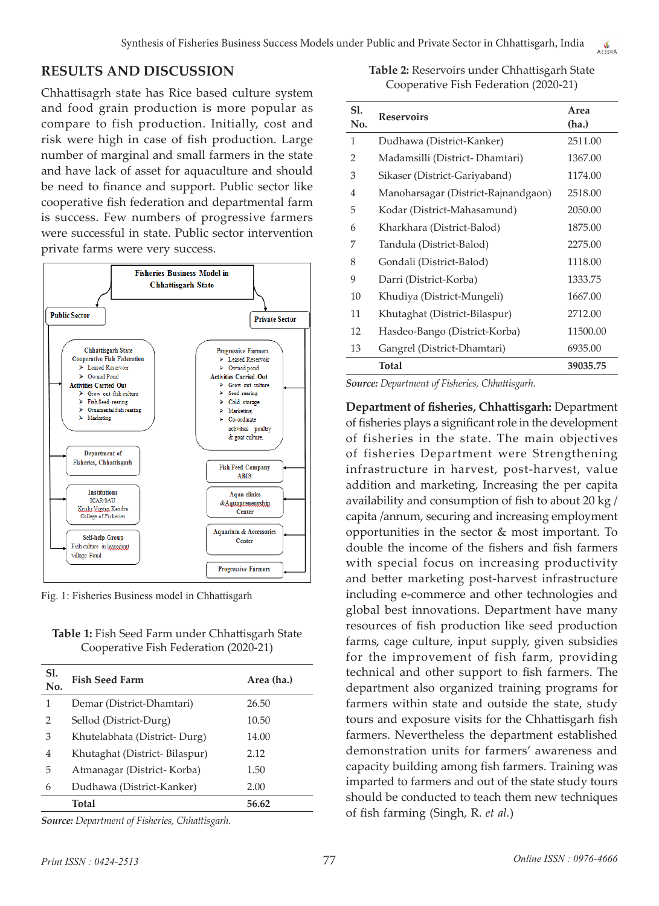## RESULTS AND DISCUSSION

Chhattisagrh state has Rice based culture system and food grain production is more popular as compare to fish production. Initially, cost and risk were high in case of fish production. Large number of marginal and small farmers in the state and have lack of asset for aquaculture and should be need to finance and support. Public sector like cooperative fish federation and departmental farm is success. Few numbers of progressive farmers were successful in state. Public sector intervention private farms were very success.

Fisheries Business Model in Chhattisgarh State

Public Sector

- Chhattisgarh State Cooperative Fish Federation
  - Leased Reservoir
  - Owned Pond
  - Activities Carried Out
    - Grow out fish culture
    - Fish Seed rearing
    - Ornamental fish rearing
    - Marketing
- Department of Fisheries, Chhattisgarh
- Institutions: ICAR/SAU, Krishi Vigyan Kendra, College of Fisheries
- Self-help Group: Fish culture in leased out village Pond

Private Sector

- Progressive Farmers
  - Leased Reservoir
  - Owned pond
  - Activities Carried Out
    - Grow out culture
    - Seed rearing
    - Cold storage
    - Marketing
    - Co-ordinate activities poultry & goat culture.
- Fish Feed Company ABIS
- Aqua-clinics &Aquapreneurship Center
- Aquarium & Accessories Center
- Progressive Farmers

Fig. 1: Fisheries Business model in Chhattisgarh

**Table 1:** Fish Seed Farm under Chhattisgarh State Cooperative Fish Federation (2020-21)

| Sl. No. | Fish Seed Farm | Area (ha.) |
|---|---|---|
| 1 | Demar (District-Dhamtari) | 26.50 |
| 2 | Sellod (District-Durg) | 10.50 |
| 3 | Khutelabhata (District- Durg) | 14.00 |
| 4 | Khutaghat (District- Bilaspur) | 2.12 |
| 5 | Atmanagar (District- Korba) | 1.50 |
| 6 | Dudhawa (District-Kanker) | 2.00 |
| | **Total** | **56.62** |

***Source:*** *Department of Fisheries, Chhattisgarh.*

**Table 2:** Reservoirs under Chhattisgarh State Cooperative Fish Federation (2020-21)

| Sl. No. | Reservoirs | Area (ha.) |
|---|---|---|
| 1 | Dudhawa (District-Kanker) | 2511.00 |
| 2 | Madamsilli (District- Dhamtari) | 1367.00 |
| 3 | Sikaser (District-Gariyaband) | 1174.00 |
| 4 | Manoharsagar (District-Rajnandgaon) | 2518.00 |
| 5 | Kodar (District-Mahasamund) | 2050.00 |
| 6 | Kharkhara (District-Balod) | 1875.00 |
| 7 | Tandula (District-Balod) | 2275.00 |
| 8 | Gondali (District-Balod) | 1118.00 |
| 9 | Darri (District-Korba) | 1333.75 |
| 10 | Khudiya (District-Mungeli) | 1667.00 |
| 11 | Khutaghat (District-Bilaspur) | 2712.00 |
| 12 | Hasdeo-Bango (District-Korba) | 11500.00 |
| 13 | Gangrel (District-Dhamtari) | 6935.00 |
| | **Total** | **39035.75** |

***Source:*** *Department of Fisheries, Chhattisgarh.*

**Department of fisheries, Chhattisgarh:** Department of fisheries plays a significant role in the development of fisheries in the state. The main objectives of fisheries Department were Strengthening infrastructure in harvest, post-harvest, value addition and marketing, Increasing the per capita availability and consumption of fish to about 20 kg / capita /annum, securing and increasing employment opportunities in the sector & most important. To double the income of the fishers and fish farmers with special focus on increasing productivity and better marketing post-harvest infrastructure including e-commerce and other technologies and global best innovations. Department have many resources of fish production like seed production farms, cage culture, input supply, given subsidies for the improvement of fish farm, providing technical and other support to fish farmers. The department also organized training programs for farmers within state and outside the state, study tours and exposure visits for the Chhattisgarh fish farmers. Nevertheless the department established demonstration units for farmers' awareness and capacity building among fish farmers. Training was imparted to farmers and out of the state study tours should be conducted to teach them new techniques of fish farming (Singh, R. *et al.*)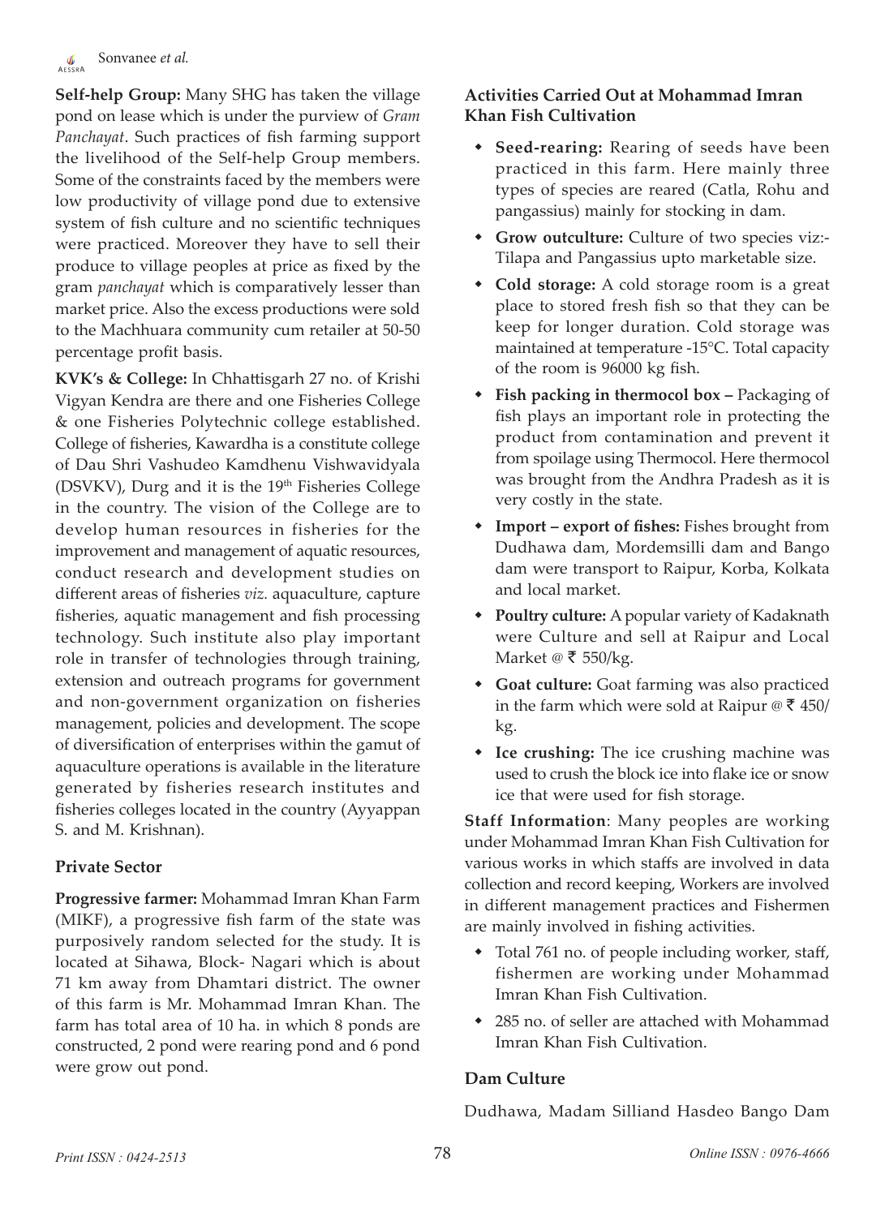**Self-help Group:** Many SHG has taken the village pond on lease which is under the purview of *Gram Panchayat*. Such practices of fish farming support the livelihood of the Self-help Group members. Some of the constraints faced by the members were low productivity of village pond due to extensive system of fish culture and no scientific techniques were practiced. Moreover they have to sell their produce to village peoples at price as fixed by the gram *panchayat* which is comparatively lesser than market price. Also the excess productions were sold to the Machhuara community cum retailer at 50-50 percentage profit basis.

**KVK's & College:** In Chhattisgarh 27 no. of Krishi Vigyan Kendra are there and one Fisheries College & one Fisheries Polytechnic college established. College of fisheries, Kawardha is a constitute college of Dau Shri Vashudeo Kamdhenu Vishwavidyala (DSVKV), Durg and it is the 19th Fisheries College in the country. The vision of the College are to develop human resources in fisheries for the improvement and management of aquatic resources, conduct research and development studies on different areas of fisheries *viz.* aquaculture, capture fisheries, aquatic management and fish processing technology. Such institute also play important role in transfer of technologies through training, extension and outreach programs for government and non-government organization on fisheries management, policies and development. The scope of diversification of enterprises within the gamut of aquaculture operations is available in the literature generated by fisheries research institutes and fisheries colleges located in the country (Ayyappan S. and M. Krishnan).

### Private Sector

**Progressive farmer:** Mohammad Imran Khan Farm (MIKF), a progressive fish farm of the state was purposively random selected for the study. It is located at Sihawa, Block- Nagari which is about 71 km away from Dhamtari district. The owner of this farm is Mr. Mohammad Imran Khan. The farm has total area of 10 ha. in which 8 ponds are constructed, 2 pond were rearing pond and 6 pond were grow out pond.

### Activities Carried Out at Mohammad Imran Khan Fish Cultivation

- **Seed-rearing:** Rearing of seeds have been practiced in this farm. Here mainly three types of species are reared (Catla, Rohu and pangassius) mainly for stocking in dam.
- **Grow outculture:** Culture of two species viz:- Tilapa and Pangassius upto marketable size.
- **Cold storage:** A cold storage room is a great place to stored fresh fish so that they can be keep for longer duration. Cold storage was maintained at temperature -15°C. Total capacity of the room is 96000 kg fish.
- **Fish packing in thermocol box –** Packaging of fish plays an important role in protecting the product from contamination and prevent it from spoilage using Thermocol. Here thermocol was brought from the Andhra Pradesh as it is very costly in the state.
- **Import – export of fishes:** Fishes brought from Dudhawa dam, Mordemsilli dam and Bango dam were transport to Raipur, Korba, Kolkata and local market.
- **Poultry culture:** A popular variety of Kadaknath were Culture and sell at Raipur and Local Market @ ₹ 550/kg.
- **Goat culture:** Goat farming was also practiced in the farm which were sold at Raipur @ ₹ 450/kg.
- **Ice crushing:** The ice crushing machine was used to crush the block ice into flake ice or snow ice that were used for fish storage.

**Staff Information**: Many peoples are working under Mohammad Imran Khan Fish Cultivation for various works in which staffs are involved in data collection and record keeping, Workers are involved in different management practices and Fishermen are mainly involved in fishing activities.

- Total 761 no. of people including worker, staff, fishermen are working under Mohammad Imran Khan Fish Cultivation.
- 285 no. of seller are attached with Mohammad Imran Khan Fish Cultivation.

### Dam Culture

Dudhawa, Madam Silliand Hasdeo Bango Dam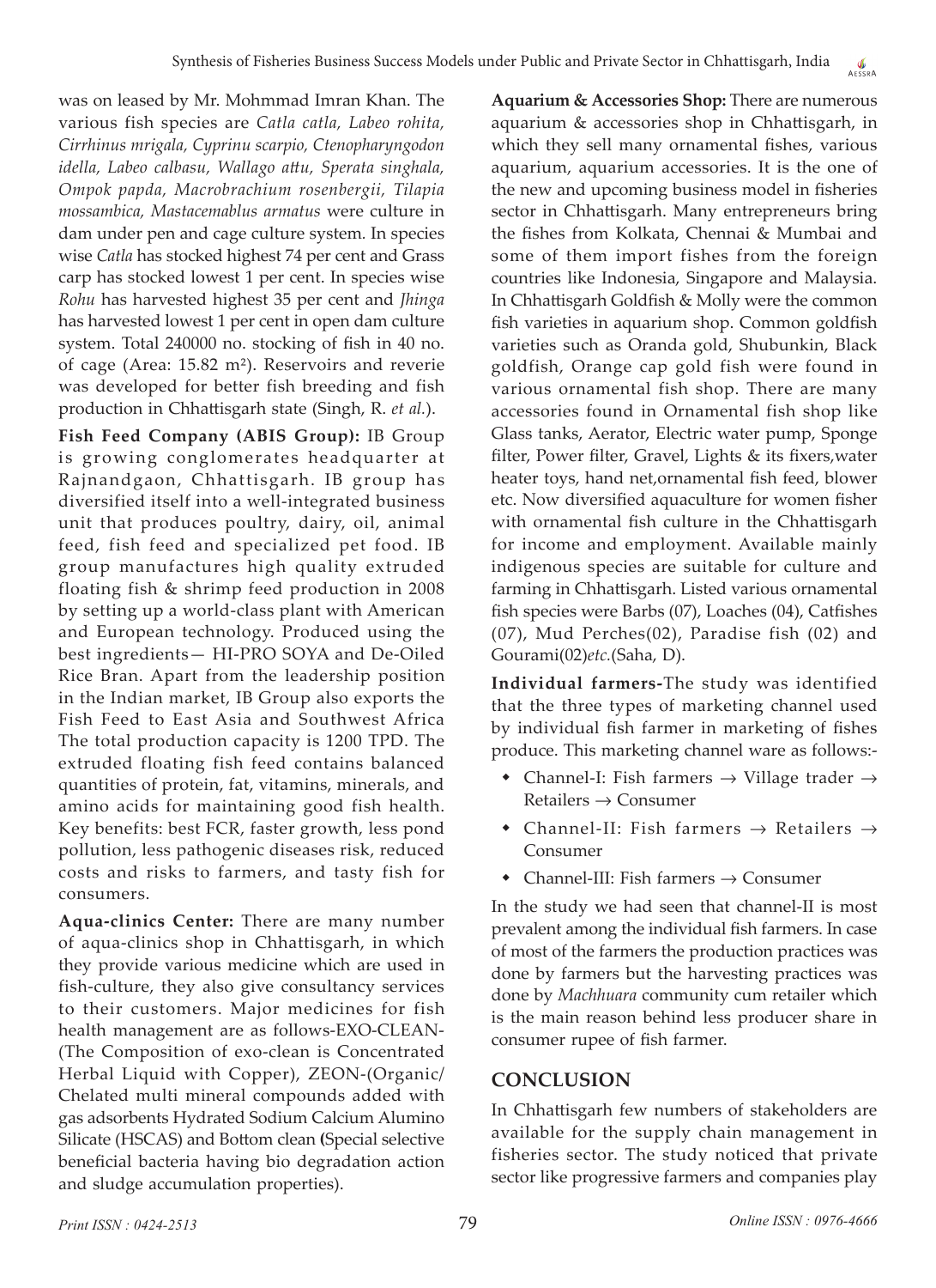was on leased by Mr. Mohmmad Imran Khan. The various fish species are *Catla catla, Labeo rohita, Cirrhinus mrigala, Cyprinu scarpio, Ctenopharyngodon idella, Labeo calbasu, Wallago attu, Sperata singhala, Ompok papda, Macrobrachium rosenbergii, Tilapia mossambica, Mastacemablus armatus* were culture in dam under pen and cage culture system. In species wise *Catla* has stocked highest 74 per cent and Grass carp has stocked lowest 1 per cent. In species wise *Rohu* has harvested highest 35 per cent and *Jhinga* has harvested lowest 1 per cent in open dam culture system. Total 240000 no. stocking of fish in 40 no. of cage (Area: 15.82 m²). Reservoirs and reverie was developed for better fish breeding and fish production in Chhattisgarh state (Singh, R. *et al.*).

**Fish Feed Company (ABIS Group):** IB Group is growing conglomerates headquarter at Rajnandgaon, Chhattisgarh. IB group has diversified itself into a well-integrated business unit that produces poultry, dairy, oil, animal feed, fish feed and specialized pet food. IB group manufactures high quality extruded floating fish & shrimp feed production in 2008 by setting up a world-class plant with American and European technology. Produced using the best ingredients— HI-PRO SOYA and De-Oiled Rice Bran. Apart from the leadership position in the Indian market, IB Group also exports the Fish Feed to East Asia and Southwest Africa The total production capacity is 1200 TPD. The extruded floating fish feed contains balanced quantities of protein, fat, vitamins, minerals, and amino acids for maintaining good fish health. Key benefits: best FCR, faster growth, less pond pollution, less pathogenic diseases risk, reduced costs and risks to farmers, and tasty fish for consumers.

**Aqua-clinics Center:** There are many number of aqua-clinics shop in Chhattisgarh, in which they provide various medicine which are used in fish-culture, they also give consultancy services to their customers. Major medicines for fish health management are as follows-EXO-CLEAN-(The Composition of exo-clean is Concentrated Herbal Liquid with Copper), ZEON-(Organic/ Chelated multi mineral compounds added with gas adsorbents Hydrated Sodium Calcium Alumino Silicate (HSCAS) and Bottom clean **(**Special selective beneficial bacteria having bio degradation action and sludge accumulation properties).

**Aquarium & Accessories Shop:** There are numerous aquarium & accessories shop in Chhattisgarh, in which they sell many ornamental fishes, various aquarium, aquarium accessories. It is the one of the new and upcoming business model in fisheries sector in Chhattisgarh. Many entrepreneurs bring the fishes from Kolkata, Chennai & Mumbai and some of them import fishes from the foreign countries like Indonesia, Singapore and Malaysia. In Chhattisgarh Goldfish & Molly were the common fish varieties in aquarium shop. Common goldfish varieties such as Oranda gold, Shubunkin, Black goldfish, Orange cap gold fish were found in various ornamental fish shop. There are many accessories found in Ornamental fish shop like Glass tanks, Aerator, Electric water pump, Sponge filter, Power filter, Gravel, Lights & its fixers,water heater toys, hand net,ornamental fish feed, blower etc. Now diversified aquaculture for women fisher with ornamental fish culture in the Chhattisgarh for income and employment. Available mainly indigenous species are suitable for culture and farming in Chhattisgarh. Listed various ornamental fish species were Barbs (07), Loaches (04), Catfishes (07), Mud Perches(02), Paradise fish (02) and Gourami(02)*etc.*(Saha, D).

**Individual farmers-**The study was identified that the three types of marketing channel used by individual fish farmer in marketing of fishes produce. This marketing channel ware as follows:-

- Channel-I: Fish farmers → Village trader → Retailers → Consumer
- Channel-II: Fish farmers → Retailers → Consumer
- Channel-III: Fish farmers → Consumer

In the study we had seen that channel-II is most prevalent among the individual fish farmers. In case of most of the farmers the production practices was done by farmers but the harvesting practices was done by *Machhuara* community cum retailer which is the main reason behind less producer share in consumer rupee of fish farmer.

## CONCLUSION

In Chhattisgarh few numbers of stakeholders are available for the supply chain management in fisheries sector. The study noticed that private sector like progressive farmers and companies play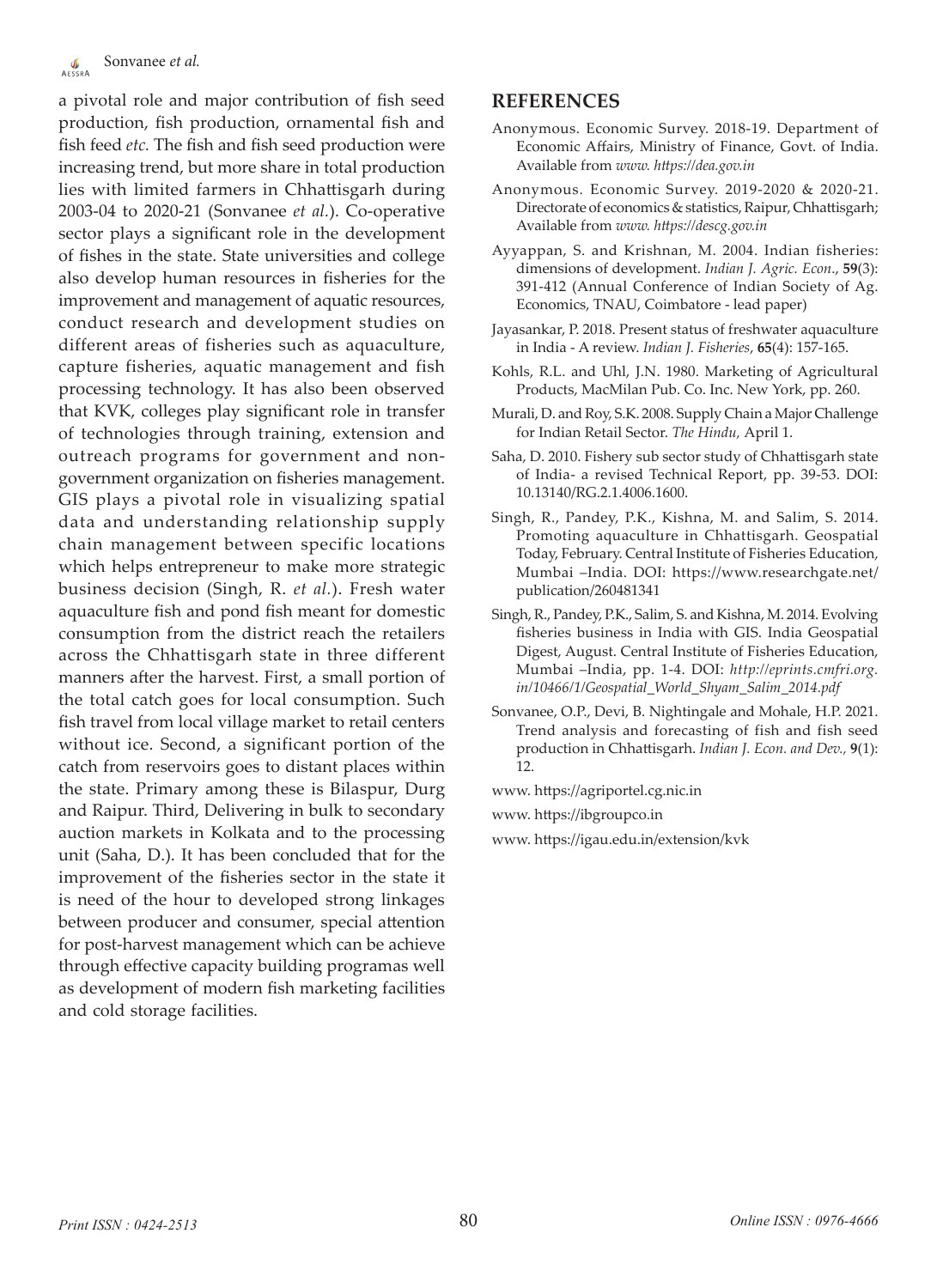a pivotal role and major contribution of fish seed production, fish production, ornamental fish and fish feed *etc.* The fish and fish seed production were increasing trend, but more share in total production lies with limited farmers in Chhattisgarh during 2003-04 to 2020-21 (Sonvanee *et al.*). Co-operative sector plays a significant role in the development of fishes in the state. State universities and college also develop human resources in fisheries for the improvement and management of aquatic resources, conduct research and development studies on different areas of fisheries such as aquaculture, capture fisheries, aquatic management and fish processing technology. It has also been observed that KVK, colleges play significant role in transfer of technologies through training, extension and outreach programs for government and non-government organization on fisheries management. GIS plays a pivotal role in visualizing spatial data and understanding relationship supply chain management between specific locations which helps entrepreneur to make more strategic business decision (Singh, R. *et al.*). Fresh water aquaculture fish and pond fish meant for domestic consumption from the district reach the retailers across the Chhattisgarh state in three different manners after the harvest. First, a small portion of the total catch goes for local consumption. Such fish travel from local village market to retail centers without ice. Second, a significant portion of the catch from reservoirs goes to distant places within the state. Primary among these is Bilaspur, Durg and Raipur. Third, Delivering in bulk to secondary auction markets in Kolkata and to the processing unit (Saha, D.). It has been concluded that for the improvement of the fisheries sector in the state it is need of the hour to developed strong linkages between producer and consumer, special attention for post-harvest management which can be achieve through effective capacity building programas well as development of modern fish marketing facilities and cold storage facilities.

## REFERENCES

Anonymous. Economic Survey. 2018-19. Department of Economic Affairs, Ministry of Finance, Govt. of India. Available from *www. https://dea.gov.in*

Anonymous. Economic Survey. 2019-2020 & 2020-21. Directorate of economics & statistics, Raipur, Chhattisgarh; Available from *www. https://descg.gov.in*

Ayyappan, S. and Krishnan, M. 2004. Indian fisheries: dimensions of development. *Indian J. Agric. Econ*., **59**(3): 391-412 (Annual Conference of Indian Society of Ag. Economics, TNAU, Coimbatore - lead paper)

Jayasankar, P. 2018. Present status of freshwater aquaculture in India - A review. *Indian J. Fisheries*, **65**(4): 157-165.

Kohls, R.L. and Uhl, J.N. 1980. Marketing of Agricultural Products, MacMilan Pub. Co. Inc. New York, pp. 260.

Murali, D. and Roy, S.K. 2008. Supply Chain a Major Challenge for Indian Retail Sector. *The Hindu,* April 1.

Saha, D. 2010. Fishery sub sector study of Chhattisgarh state of India- a revised Technical Report, pp. 39-53. DOI: 10.13140/RG.2.1.4006.1600.

Singh, R., Pandey, P.K., Kishna, M. and Salim, S. 2014. Promoting aquaculture in Chhattisgarh. Geospatial Today, February. Central Institute of Fisheries Education, Mumbai –India. DOI: https://www.researchgate.net/publication/260481341

Singh, R., Pandey, P.K., Salim, S. and Kishna, M. 2014. Evolving fisheries business in India with GIS. India Geospatial Digest, August. Central Institute of Fisheries Education, Mumbai –India, pp. 1-4. DOI: *http://eprints.cmfri.org.in/10466/1/Geospatial_World_Shyam_Salim_2014.pdf*

Sonvanee, O.P., Devi, B. Nightingale and Mohale, H.P. 2021. Trend analysis and forecasting of fish and fish seed production in Chhattisgarh. *Indian J. Econ. and Dev.,* **9**(1): 12.

www. https://agriportel.cg.nic.in

www. https://ibgroupco.in

www. https://igau.edu.in/extension/kvk